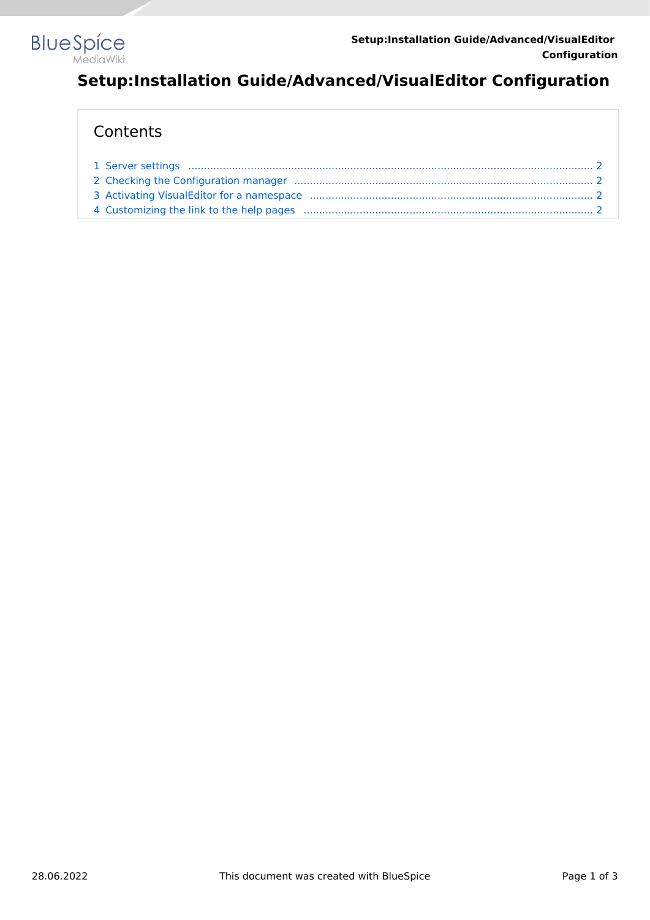# Setup:Installation Guide/Advanced/VisualEditor Configuration

## Contents

1 Server settings ........................................................................................................................ 2
2 Checking the Configuration manager ...................................................................................... 2
3 Activating VisualEditor for a namespace ................................................................................. 2
4 Customizing the link to the help pages ................................................................................... 2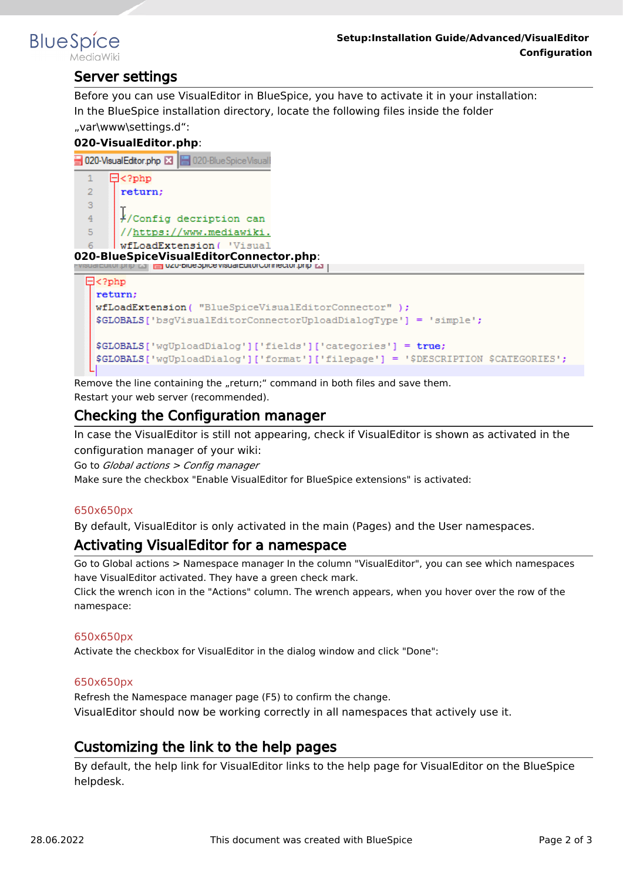## Server settings

Before you can use VisualEditor in BlueSpice, you have to activate it in your installation:
In the BlueSpice installation directory, locate the following files inside the folder „var\www\settings.d“:

**020-VisualEditor.php**:

```
<?php
return;

//Config decription can
//https://www.mediawiki.
wfLoadExtension( 'Visual
```

**020-BlueSpiceVisualEditorConnector.php**:

```
<?php
return;
wfLoadExtension( "BlueSpiceVisualEditorConnector" );
$GLOBALS['bsgVisualEditorConnectorUploadDialogType'] = 'simple';

$GLOBALS['wgUploadDialog']['fields']['categories'] = true;
$GLOBALS['wgUploadDialog']['format']['filepage'] = '$DESCRIPTION $CATEGORIES';
```

Remove the line containing the „return;" command in both files and save them.
Restart your web server (recommended).

## Checking the Configuration manager

In case the VisualEditor is still not appearing, check if VisualEditor is shown as activated in the configuration manager of your wiki:
Go to *Global actions > Config manager*
Make sure the checkbox "Enable VisualEditor for BlueSpice extensions" is activated:

650x650px

By default, VisualEditor is only activated in the main (Pages) and the User namespaces.

## Activating VisualEditor for a namespace

Go to Global actions > Namespace manager In the column "VisualEditor", you can see which namespaces have VisualEditor activated. They have a green check mark.
Click the wrench icon in the "Actions" column. The wrench appears, when you hover over the row of the namespace:

650x650px

Activate the checkbox for VisualEditor in the dialog window and click "Done":

650x650px

Refresh the Namespace manager page (F5) to confirm the change.
VisualEditor should now be working correctly in all namespaces that actively use it.

## Customizing the link to the help pages

By default, the help link for VisualEditor links to the help page for VisualEditor on the BlueSpice helpdesk.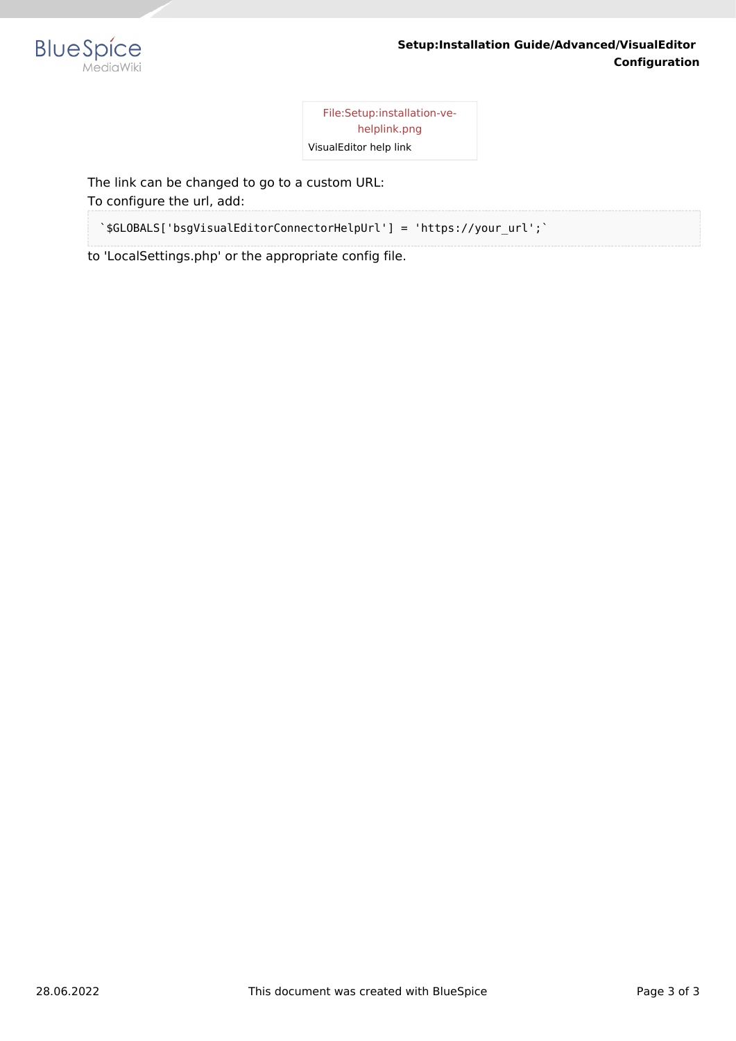File:Setup:installation-ve-helplink.png

VisualEditor help link

The link can be changed to go to a custom URL:
To configure the url, add:

```
`$GLOBALS['bsgVisualEditorConnectorHelpUrl'] = 'https://your_url';`
```

to 'LocalSettings.php' or the appropriate config file.